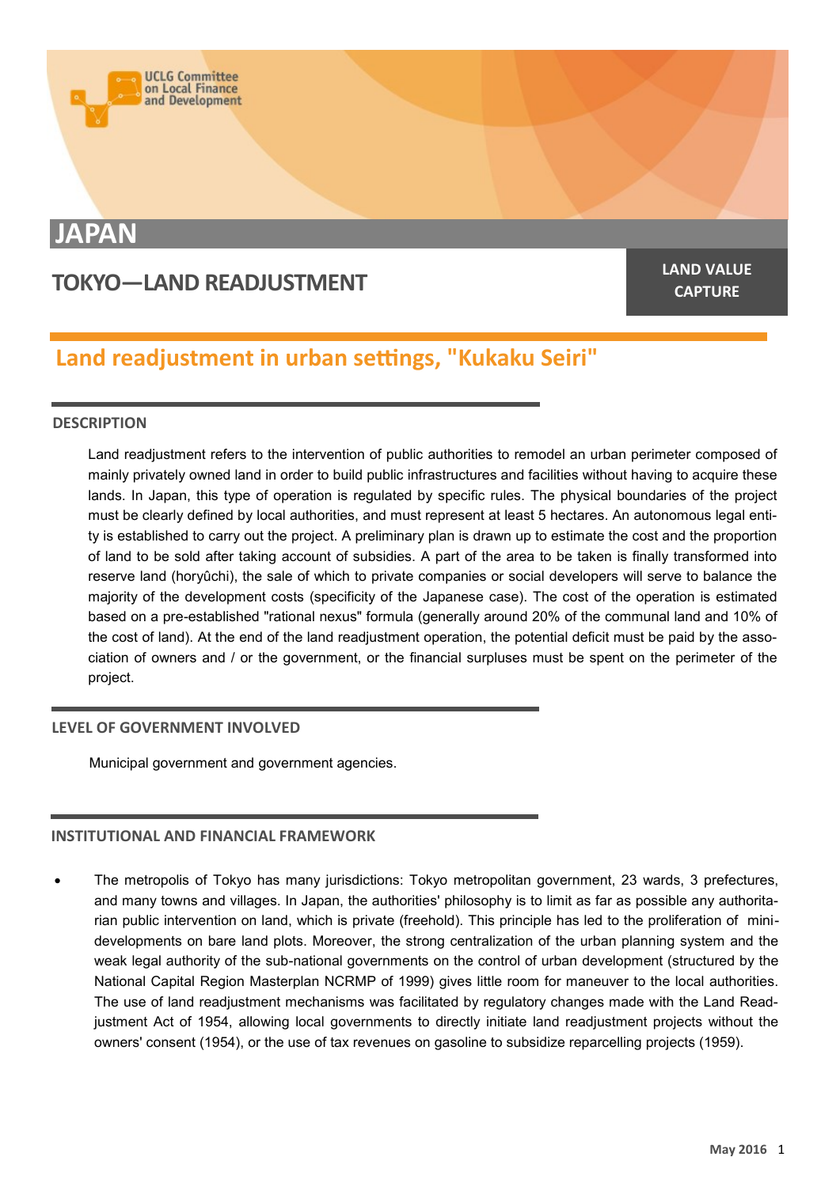# JAPAN

## TOKYO—LAND READJUSTMENT

**LAND VALUE CAPTURE**

## Land readjustment in urban settings, "Kukaku Seiri"

### DESCRIPTION

Land readjustment refers to the intervention of public authorities to remodel an urban perimeter composed of mainly privately owned land in order to build public infrastructures and facilities without having to acquire these lands. In Japan, this type of operation is regulated by specific rules. The physical boundaries of the project must be clearly defined by local authorities, and must represent at least 5 hectares. An autonomous legal entity is established to carry out the project. A preliminary plan is drawn up to estimate the cost and the proportion of land to be sold after taking account of subsidies. A part of the area to be taken is finally transformed into reserve land (horyûchi), the sale of which to private companies or social developers will serve to balance the majority of the development costs (specificity of the Japanese case). The cost of the operation is estimated based on a pre-established "rational nexus" formula (generally around 20% of the communal land and 10% of the cost of land). At the end of the land readjustment operation, the potential deficit must be paid by the association of owners and / or the government, or the financial surpluses must be spent on the perimeter of the project.

### LEVEL OF GOVERNMENT INVOLVED

Municipal government and government agencies.

### INSTITUTIONAL AND FINANCIAL FRAMEWORK

- The metropolis of Tokyo has many jurisdictions: Tokyo metropolitan government, 23 wards, 3 prefectures, and many towns and villages. In Japan, the authorities' philosophy is to limit as far as possible any authoritarian public intervention on land, which is private (freehold). This principle has led to the proliferation of mini-developments on bare land plots. Moreover, the strong centralization of the urban planning system and the weak legal authority of the sub-national governments on the control of urban development (structured by the National Capital Region Masterplan NCRMP of 1999) gives little room for maneuver to the local authorities. The use of land readjustment mechanisms was facilitated by regulatory changes made with the Land Readjustment Act of 1954, allowing local governments to directly initiate land readjustment projects without the owners' consent (1954), or the use of tax revenues on gasoline to subsidize reparcelling projects (1959).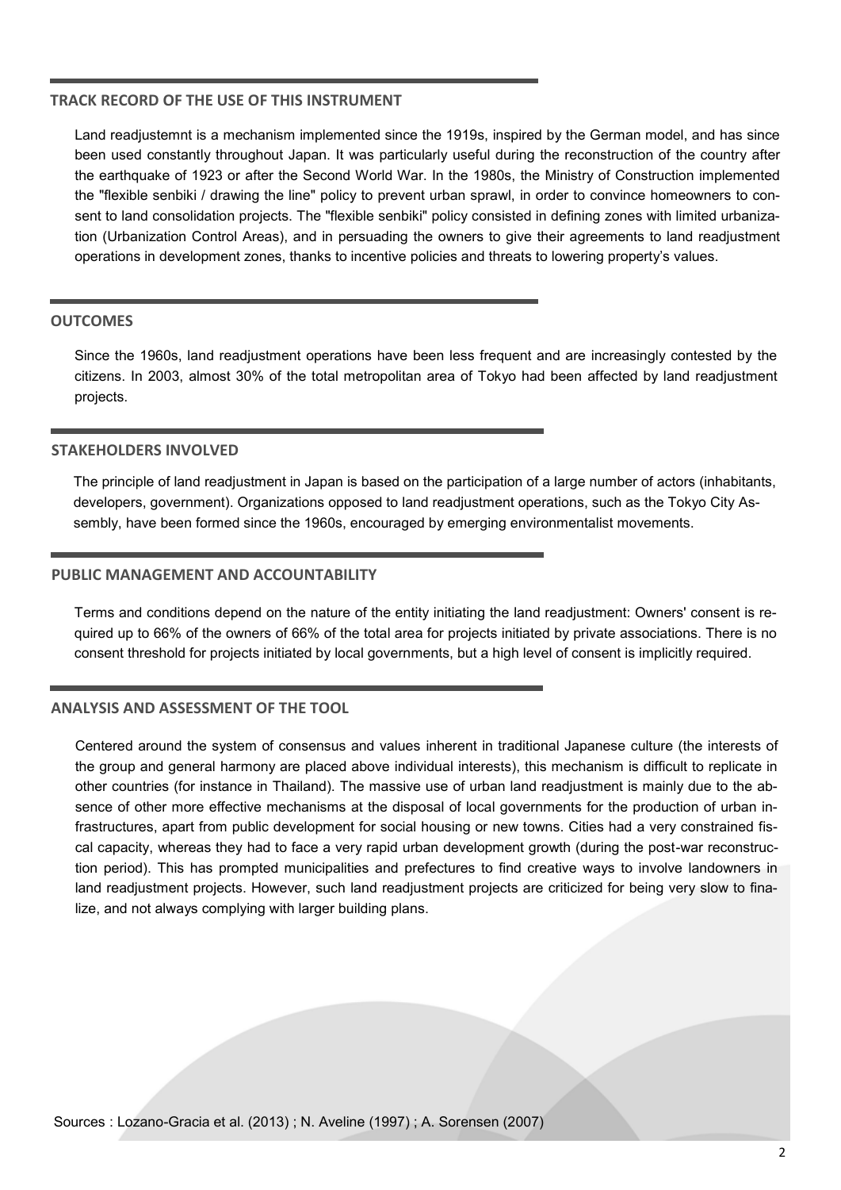## TRACK RECORD OF THE USE OF THIS INSTRUMENT

Land readjustemnt is a mechanism implemented since the 1919s, inspired by the German model, and has since been used constantly throughout Japan. It was particularly useful during the reconstruction of the country after the earthquake of 1923 or after the Second World War. In the 1980s, the Ministry of Construction implemented the "flexible senbiki / drawing the line" policy to prevent urban sprawl, in order to convince homeowners to consent to land consolidation projects. The "flexible senbiki" policy consisted in defining zones with limited urbanization (Urbanization Control Areas), and in persuading the owners to give their agreements to land readjustment operations in development zones, thanks to incentive policies and threats to lowering property's values.

## OUTCOMES

Since the 1960s, land readjustment operations have been less frequent and are increasingly contested by the citizens. In 2003, almost 30% of the total metropolitan area of Tokyo had been affected by land readjustment projects.

## STAKEHOLDERS INVOLVED

The principle of land readjustment in Japan is based on the participation of a large number of actors (inhabitants, developers, government). Organizations opposed to land readjustment operations, such as the Tokyo City Assembly, have been formed since the 1960s, encouraged by emerging environmentalist movements.

## PUBLIC MANAGEMENT AND ACCOUNTABILITY

Terms and conditions depend on the nature of the entity initiating the land readjustment: Owners' consent is required up to 66% of the owners of 66% of the total area for projects initiated by private associations. There is no consent threshold for projects initiated by local governments, but a high level of consent is implicitly required.

## ANALYSIS AND ASSESSMENT OF THE TOOL

Centered around the system of consensus and values inherent in traditional Japanese culture (the interests of the group and general harmony are placed above individual interests), this mechanism is difficult to replicate in other countries (for instance in Thailand). The massive use of urban land readjustment is mainly due to the absence of other more effective mechanisms at the disposal of local governments for the production of urban infrastructures, apart from public development for social housing or new towns. Cities had a very constrained fiscal capacity, whereas they had to face a very rapid urban development growth (during the post-war reconstruction period). This has prompted municipalities and prefectures to find creative ways to involve landowners in land readjustment projects. However, such land readjustment projects are criticized for being very slow to finalize, and not always complying with larger building plans.

Sources : Lozano-Gracia et al. (2013) ; N. Aveline (1997) ; A. Sorensen (2007)